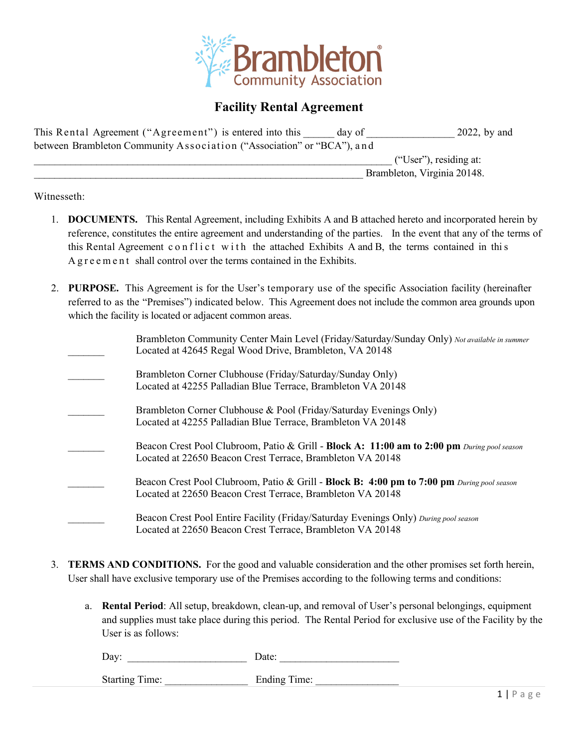Brambleton Community Association

# Facility Rental Agreement

This Rental Agreement ("Agreement") is entered into this ______ day of ________________ 2022, by and between Brambleton Community Association ("Association" or "BCA"), and ________________________________________________________________ ("User"), residing at: ____________________________________________________________ Brambleton, Virginia 20148.

Witnesseth:

1. **DOCUMENTS.** This Rental Agreement, including Exhibits A and B attached hereto and incorporated herein by reference, constitutes the entire agreement and understanding of the parties. In the event that any of the terms of this Rental Agreement conflict with the attached Exhibits A and B, the terms contained in this Agreement shall control over the terms contained in the Exhibits.

2. **PURPOSE.** This Agreement is for the User's temporary use of the specific Association facility (hereinafter referred to as the "Premises") indicated below. This Agreement does not include the common area grounds upon which the facility is located or adjacent common areas.

   _______ Brambleton Community Center Main Level (Friday/Saturday/Sunday Only) *Not available in summer*
   Located at 42645 Regal Wood Drive, Brambleton, VA 20148

   _______ Brambleton Corner Clubhouse (Friday/Saturday/Sunday Only)
   Located at 42255 Palladian Blue Terrace, Brambleton VA 20148

   _______ Brambleton Corner Clubhouse & Pool (Friday/Saturday Evenings Only)
   Located at 42255 Palladian Blue Terrace, Brambleton VA 20148

   _______ Beacon Crest Pool Clubroom, Patio & Grill - **Block A: 11:00 am to 2:00 pm** *During pool season*
   Located at 22650 Beacon Crest Terrace, Brambleton VA 20148

   _______ Beacon Crest Pool Clubroom, Patio & Grill - **Block B: 4:00 pm to 7:00 pm** *During pool season*
   Located at 22650 Beacon Crest Terrace, Brambleton VA 20148

   _______ Beacon Crest Pool Entire Facility (Friday/Saturday Evenings Only) *During pool season*
   Located at 22650 Beacon Crest Terrace, Brambleton VA 20148

3. **TERMS AND CONDITIONS.** For the good and valuable consideration and the other promises set forth herein, User shall have exclusive temporary use of the Premises according to the following terms and conditions:

   a. **Rental Period**: All setup, breakdown, clean-up, and removal of User's personal belongings, equipment and supplies must take place during this period. The Rental Period for exclusive use of the Facility by the User is as follows:

      Day: ______________________ Date: ______________________

      Starting Time: _______________ Ending Time: _______________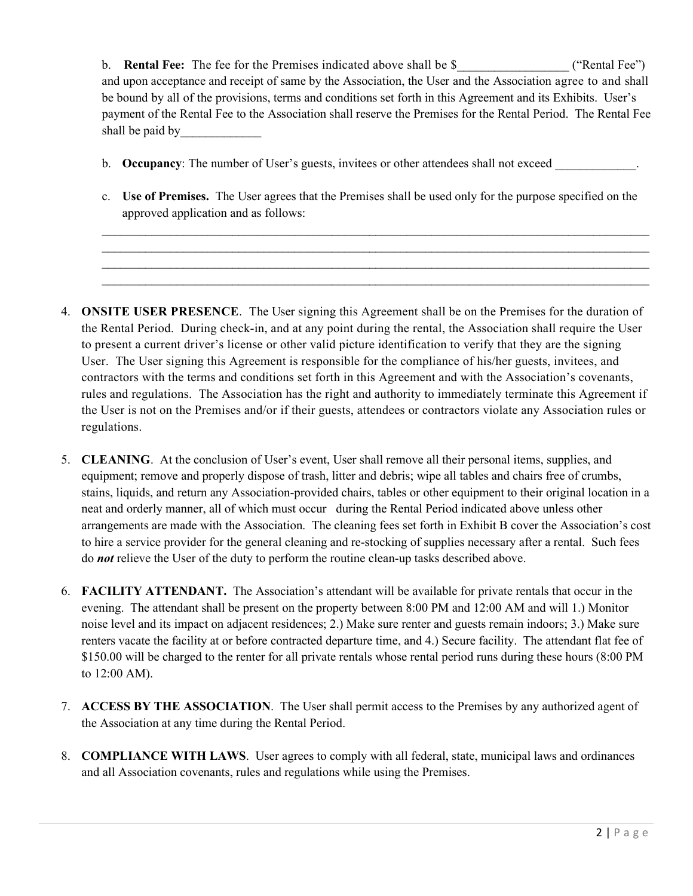b. **Rental Fee:** The fee for the Premises indicated above shall be $_________________ ("Rental Fee") and upon acceptance and receipt of same by the Association, the User and the Association agree to and shall be bound by all of the provisions, terms and conditions set forth in this Agreement and its Exhibits. User's payment of the Rental Fee to the Association shall reserve the Premises for the Rental Period. The Rental Fee shall be paid by_____________

b. **Occupancy**: The number of User's guests, invitees or other attendees shall not exceed _____________.

c. **Use of Premises.** The User agrees that the Premises shall be used only for the purpose specified on the approved application and as follows:

______________________________________________________________________________________________
______________________________________________________________________________________________
______________________________________________________________________________________________
______________________________________________________________________________________________

4. **ONSITE USER PRESENCE**. The User signing this Agreement shall be on the Premises for the duration of the Rental Period. During check-in, and at any point during the rental, the Association shall require the User to present a current driver's license or other valid picture identification to verify that they are the signing User. The User signing this Agreement is responsible for the compliance of his/her guests, invitees, and contractors with the terms and conditions set forth in this Agreement and with the Association's covenants, rules and regulations. The Association has the right and authority to immediately terminate this Agreement if the User is not on the Premises and/or if their guests, attendees or contractors violate any Association rules or regulations.

5. **CLEANING**. At the conclusion of User's event, User shall remove all their personal items, supplies, and equipment; remove and properly dispose of trash, litter and debris; wipe all tables and chairs free of crumbs, stains, liquids, and return any Association-provided chairs, tables or other equipment to their original location in a neat and orderly manner, all of which must occur during the Rental Period indicated above unless other arrangements are made with the Association. The cleaning fees set forth in Exhibit B cover the Association's cost to hire a service provider for the general cleaning and re-stocking of supplies necessary after a rental. Such fees do ***not*** relieve the User of the duty to perform the routine clean-up tasks described above.

6. **FACILITY ATTENDANT.** The Association's attendant will be available for private rentals that occur in the evening. The attendant shall be present on the property between 8:00 PM and 12:00 AM and will 1.) Monitor noise level and its impact on adjacent residences; 2.) Make sure renter and guests remain indoors; 3.) Make sure renters vacate the facility at or before contracted departure time, and 4.) Secure facility. The attendant flat fee of $150.00 will be charged to the renter for all private rentals whose rental period runs during these hours (8:00 PM to 12:00 AM).

7. **ACCESS BY THE ASSOCIATION**. The User shall permit access to the Premises by any authorized agent of the Association at any time during the Rental Period.

8. **COMPLIANCE WITH LAWS**. User agrees to comply with all federal, state, municipal laws and ordinances and all Association covenants, rules and regulations while using the Premises.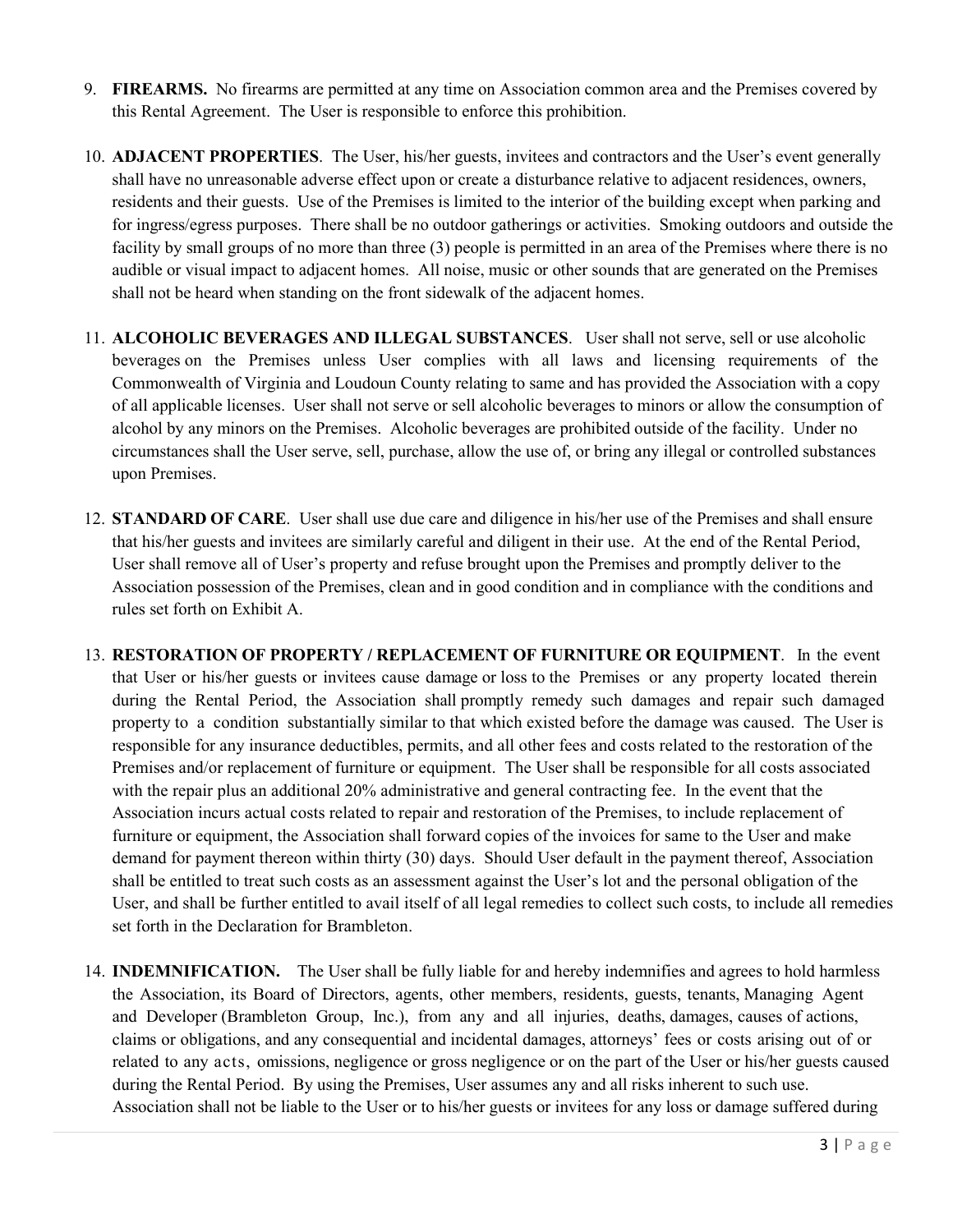9. **FIREARMS.** No firearms are permitted at any time on Association common area and the Premises covered by this Rental Agreement. The User is responsible to enforce this prohibition.

10. **ADJACENT PROPERTIES**. The User, his/her guests, invitees and contractors and the User's event generally shall have no unreasonable adverse effect upon or create a disturbance relative to adjacent residences, owners, residents and their guests. Use of the Premises is limited to the interior of the building except when parking and for ingress/egress purposes. There shall be no outdoor gatherings or activities. Smoking outdoors and outside the facility by small groups of no more than three (3) people is permitted in an area of the Premises where there is no audible or visual impact to adjacent homes. All noise, music or other sounds that are generated on the Premises shall not be heard when standing on the front sidewalk of the adjacent homes.

11. **ALCOHOLIC BEVERAGES AND ILLEGAL SUBSTANCES**. User shall not serve, sell or use alcoholic beverages on the Premises unless User complies with all laws and licensing requirements of the Commonwealth of Virginia and Loudoun County relating to same and has provided the Association with a copy of all applicable licenses. User shall not serve or sell alcoholic beverages to minors or allow the consumption of alcohol by any minors on the Premises. Alcoholic beverages are prohibited outside of the facility. Under no circumstances shall the User serve, sell, purchase, allow the use of, or bring any illegal or controlled substances upon Premises.

12. **STANDARD OF CARE**. User shall use due care and diligence in his/her use of the Premises and shall ensure that his/her guests and invitees are similarly careful and diligent in their use. At the end of the Rental Period, User shall remove all of User's property and refuse brought upon the Premises and promptly deliver to the Association possession of the Premises, clean and in good condition and in compliance with the conditions and rules set forth on Exhibit A.

13. **RESTORATION OF PROPERTY / REPLACEMENT OF FURNITURE OR EQUIPMENT**. In the event that User or his/her guests or invitees cause damage or loss to the Premises or any property located therein during the Rental Period, the Association shall promptly remedy such damages and repair such damaged property to a condition substantially similar to that which existed before the damage was caused. The User is responsible for any insurance deductibles, permits, and all other fees and costs related to the restoration of the Premises and/or replacement of furniture or equipment. The User shall be responsible for all costs associated with the repair plus an additional 20% administrative and general contracting fee. In the event that the Association incurs actual costs related to repair and restoration of the Premises, to include replacement of furniture or equipment, the Association shall forward copies of the invoices for same to the User and make demand for payment thereon within thirty (30) days. Should User default in the payment thereof, Association shall be entitled to treat such costs as an assessment against the User's lot and the personal obligation of the User, and shall be further entitled to avail itself of all legal remedies to collect such costs, to include all remedies set forth in the Declaration for Brambleton.

14. **INDEMNIFICATION.** The User shall be fully liable for and hereby indemnifies and agrees to hold harmless the Association, its Board of Directors, agents, other members, residents, guests, tenants, Managing Agent and Developer (Brambleton Group, Inc.), from any and all injuries, deaths, damages, causes of actions, claims or obligations, and any consequential and incidental damages, attorneys' fees or costs arising out of or related to any acts, omissions, negligence or gross negligence or on the part of the User or his/her guests caused during the Rental Period. By using the Premises, User assumes any and all risks inherent to such use. Association shall not be liable to the User or to his/her guests or invitees for any loss or damage suffered during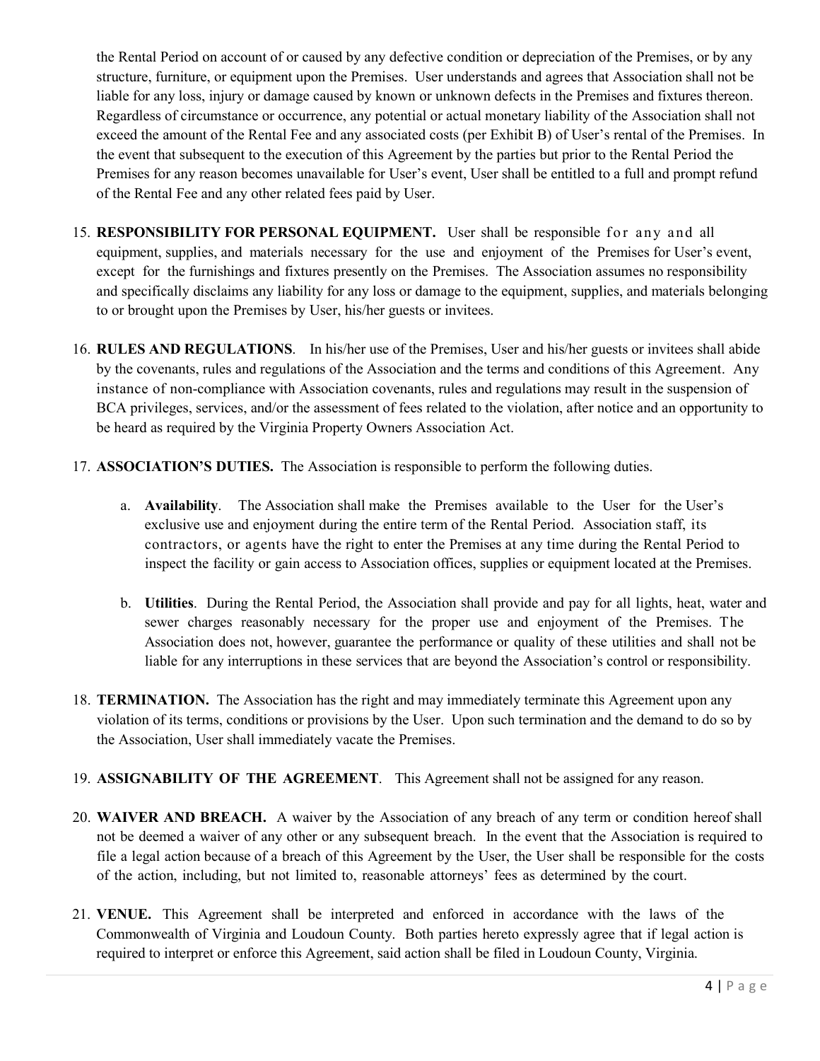the Rental Period on account of or caused by any defective condition or depreciation of the Premises, or by any structure, furniture, or equipment upon the Premises. User understands and agrees that Association shall not be liable for any loss, injury or damage caused by known or unknown defects in the Premises and fixtures thereon. Regardless of circumstance or occurrence, any potential or actual monetary liability of the Association shall not exceed the amount of the Rental Fee and any associated costs (per Exhibit B) of User's rental of the Premises. In the event that subsequent to the execution of this Agreement by the parties but prior to the Rental Period the Premises for any reason becomes unavailable for User's event, User shall be entitled to a full and prompt refund of the Rental Fee and any other related fees paid by User.

15. **RESPONSIBILITY FOR PERSONAL EQUIPMENT.** User shall be responsible for any and all equipment, supplies, and materials necessary for the use and enjoyment of the Premises for User's event, except for the furnishings and fixtures presently on the Premises. The Association assumes no responsibility and specifically disclaims any liability for any loss or damage to the equipment, supplies, and materials belonging to or brought upon the Premises by User, his/her guests or invitees.

16. **RULES AND REGULATIONS**. In his/her use of the Premises, User and his/her guests or invitees shall abide by the covenants, rules and regulations of the Association and the terms and conditions of this Agreement. Any instance of non-compliance with Association covenants, rules and regulations may result in the suspension of BCA privileges, services, and/or the assessment of fees related to the violation, after notice and an opportunity to be heard as required by the Virginia Property Owners Association Act.

17. **ASSOCIATION'S DUTIES.** The Association is responsible to perform the following duties.

    a. **Availability**. The Association shall make the Premises available to the User for the User's exclusive use and enjoyment during the entire term of the Rental Period. Association staff, its contractors, or agents have the right to enter the Premises at any time during the Rental Period to inspect the facility or gain access to Association offices, supplies or equipment located at the Premises.

    b. **Utilities**. During the Rental Period, the Association shall provide and pay for all lights, heat, water and sewer charges reasonably necessary for the proper use and enjoyment of the Premises. The Association does not, however, guarantee the performance or quality of these utilities and shall not be liable for any interruptions in these services that are beyond the Association's control or responsibility.

18. **TERMINATION.** The Association has the right and may immediately terminate this Agreement upon any violation of its terms, conditions or provisions by the User. Upon such termination and the demand to do so by the Association, User shall immediately vacate the Premises.

19. **ASSIGNABILITY OF THE AGREEMENT**. This Agreement shall not be assigned for any reason.

20. **WAIVER AND BREACH.** A waiver by the Association of any breach of any term or condition hereof shall not be deemed a waiver of any other or any subsequent breach. In the event that the Association is required to file a legal action because of a breach of this Agreement by the User, the User shall be responsible for the costs of the action, including, but not limited to, reasonable attorneys' fees as determined by the court.

21. **VENUE.** This Agreement shall be interpreted and enforced in accordance with the laws of the Commonwealth of Virginia and Loudoun County. Both parties hereto expressly agree that if legal action is required to interpret or enforce this Agreement, said action shall be filed in Loudoun County, Virginia.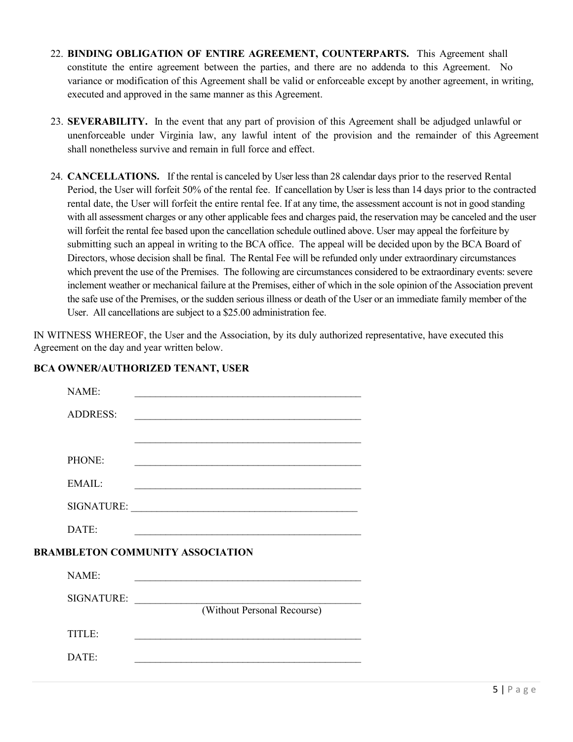22. **BINDING OBLIGATION OF ENTIRE AGREEMENT, COUNTERPARTS.** This Agreement shall constitute the entire agreement between the parties, and there are no addenda to this Agreement. No variance or modification of this Agreement shall be valid or enforceable except by another agreement, in writing, executed and approved in the same manner as this Agreement.

23. **SEVERABILITY.** In the event that any part of provision of this Agreement shall be adjudged unlawful or unenforceable under Virginia law, any lawful intent of the provision and the remainder of this Agreement shall nonetheless survive and remain in full force and effect.

24. **CANCELLATIONS.** If the rental is canceled by User less than 28 calendar days prior to the reserved Rental Period, the User will forfeit 50% of the rental fee. If cancellation by User is less than 14 days prior to the contracted rental date, the User will forfeit the entire rental fee. If at any time, the assessment account is not in good standing with all assessment charges or any other applicable fees and charges paid, the reservation may be canceled and the user will forfeit the rental fee based upon the cancellation schedule outlined above. User may appeal the forfeiture by submitting such an appeal in writing to the BCA office. The appeal will be decided upon by the BCA Board of Directors, whose decision shall be final. The Rental Fee will be refunded only under extraordinary circumstances which prevent the use of the Premises. The following are circumstances considered to be extraordinary events: severe inclement weather or mechanical failure at the Premises, either of which in the sole opinion of the Association prevent the safe use of the Premises, or the sudden serious illness or death of the User or an immediate family member of the User. All cancellations are subject to a $25.00 administration fee.

IN WITNESS WHEREOF, the User and the Association, by its duly authorized representative, have executed this Agreement on the day and year written below.

**BCA OWNER/AUTHORIZED TENANT, USER**

NAME: ______________________________________________

ADDRESS: ______________________________________________

______________________________________________

PHONE: ______________________________________________

EMAIL: ______________________________________________

SIGNATURE: ______________________________________________

DATE: ______________________________________________

**BRAMBLETON COMMUNITY ASSOCIATION**

NAME: ______________________________________________

SIGNATURE: ______________________________________________
(Without Personal Recourse)

TITLE: ______________________________________________

DATE: ______________________________________________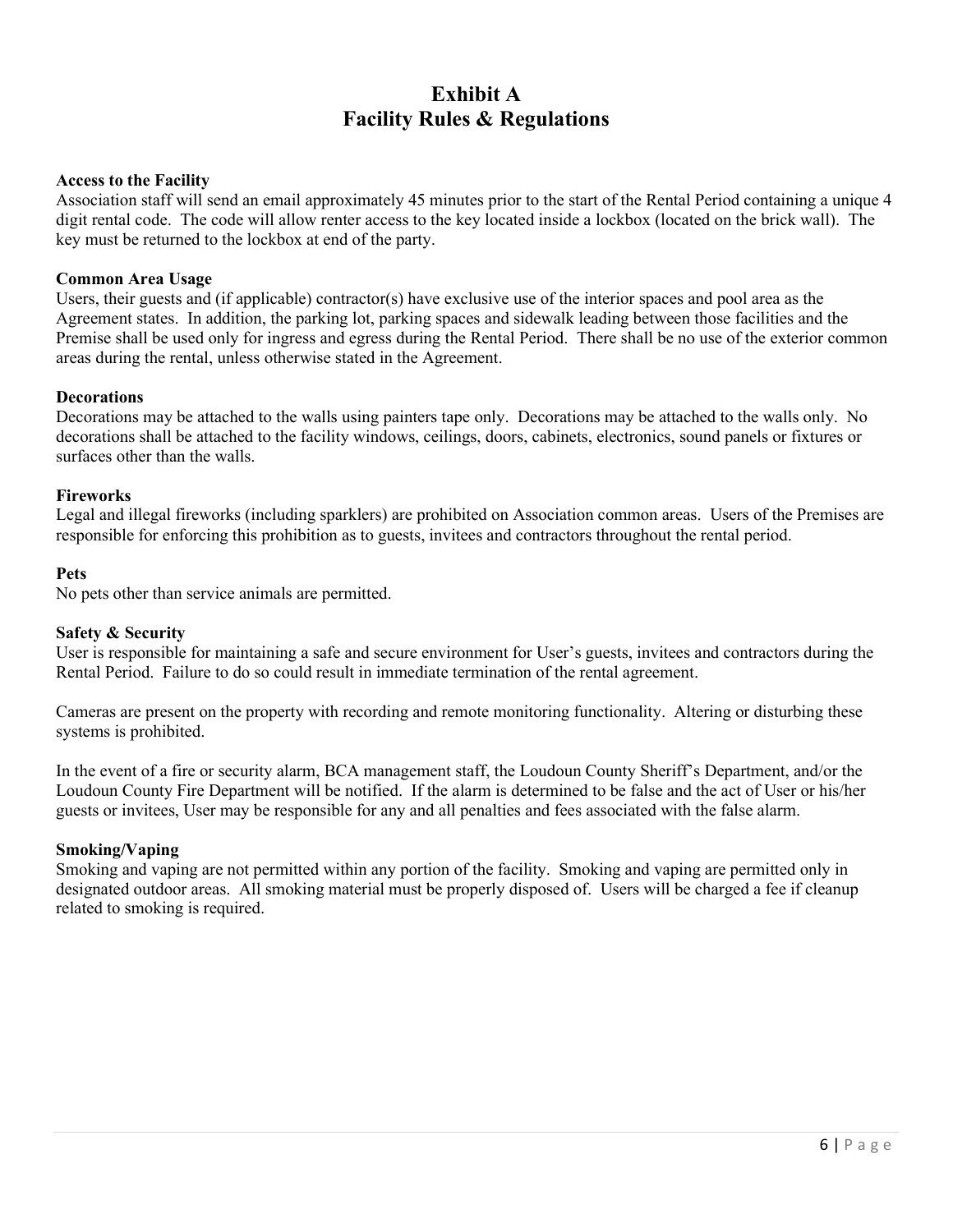# Exhibit A
# Facility Rules & Regulations

**Access to the Facility**

Association staff will send an email approximately 45 minutes prior to the start of the Rental Period containing a unique 4 digit rental code. The code will allow renter access to the key located inside a lockbox (located on the brick wall). The key must be returned to the lockbox at end of the party.

**Common Area Usage**

Users, their guests and (if applicable) contractor(s) have exclusive use of the interior spaces and pool area as the Agreement states. In addition, the parking lot, parking spaces and sidewalk leading between those facilities and the Premise shall be used only for ingress and egress during the Rental Period. There shall be no use of the exterior common areas during the rental, unless otherwise stated in the Agreement.

**Decorations**

Decorations may be attached to the walls using painters tape only. Decorations may be attached to the walls only. No decorations shall be attached to the facility windows, ceilings, doors, cabinets, electronics, sound panels or fixtures or surfaces other than the walls.

**Fireworks**

Legal and illegal fireworks (including sparklers) are prohibited on Association common areas. Users of the Premises are responsible for enforcing this prohibition as to guests, invitees and contractors throughout the rental period.

**Pets**

No pets other than service animals are permitted.

**Safety & Security**

User is responsible for maintaining a safe and secure environment for User's guests, invitees and contractors during the Rental Period. Failure to do so could result in immediate termination of the rental agreement.

Cameras are present on the property with recording and remote monitoring functionality. Altering or disturbing these systems is prohibited.

In the event of a fire or security alarm, BCA management staff, the Loudoun County Sheriff's Department, and/or the Loudoun County Fire Department will be notified. If the alarm is determined to be false and the act of User or his/her guests or invitees, User may be responsible for any and all penalties and fees associated with the false alarm.

**Smoking/Vaping**

Smoking and vaping are not permitted within any portion of the facility. Smoking and vaping are permitted only in designated outdoor areas. All smoking material must be properly disposed of. Users will be charged a fee if cleanup related to smoking is required.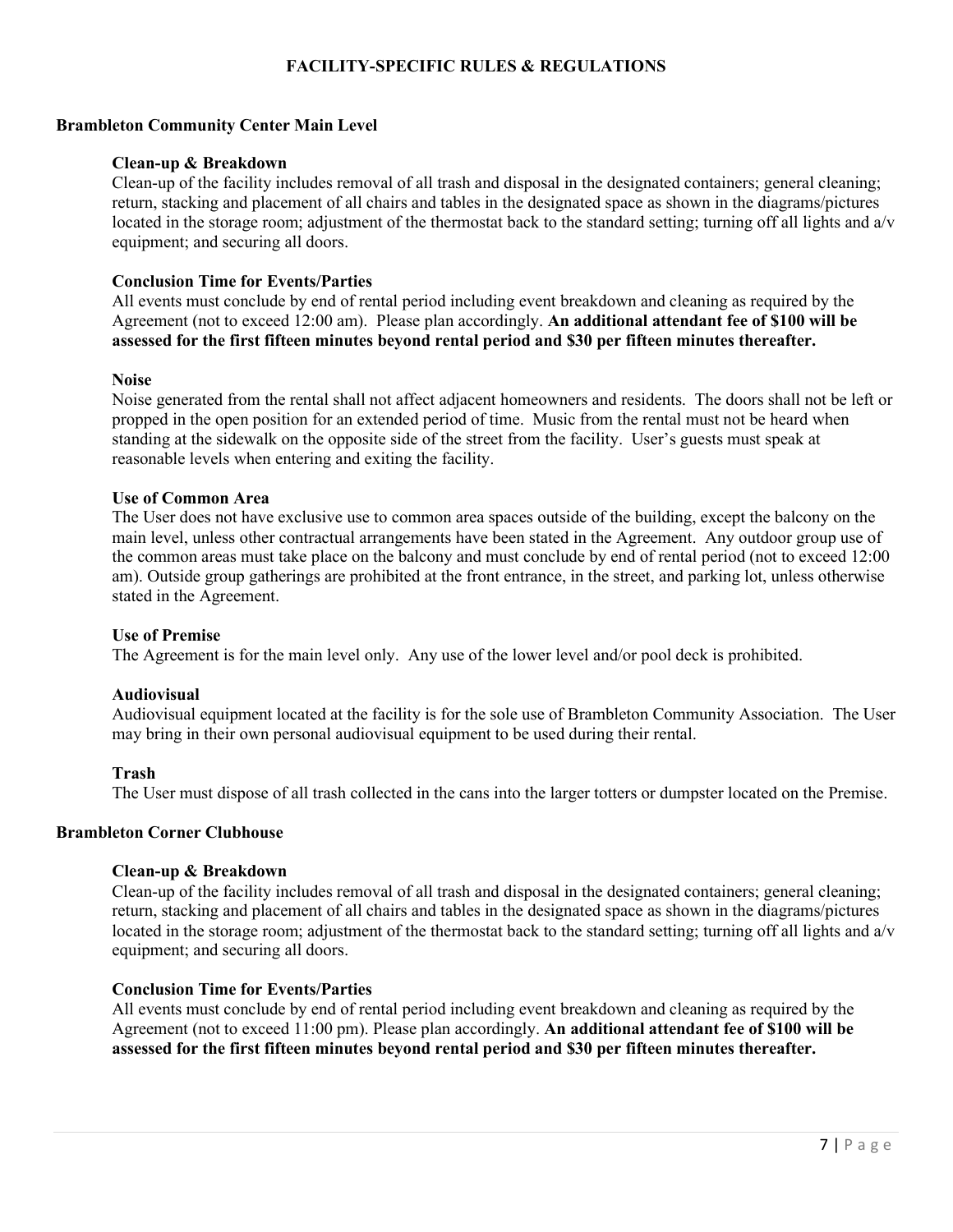# FACILITY-SPECIFIC RULES & REGULATIONS

## Brambleton Community Center Main Level

### Clean-up & Breakdown

Clean-up of the facility includes removal of all trash and disposal in the designated containers; general cleaning; return, stacking and placement of all chairs and tables in the designated space as shown in the diagrams/pictures located in the storage room; adjustment of the thermostat back to the standard setting; turning off all lights and a/v equipment; and securing all doors.

### Conclusion Time for Events/Parties

All events must conclude by end of rental period including event breakdown and cleaning as required by the Agreement (not to exceed 12:00 am). Please plan accordingly. **An additional attendant fee of $100 will be assessed for the first fifteen minutes beyond rental period and $30 per fifteen minutes thereafter.**

### Noise

Noise generated from the rental shall not affect adjacent homeowners and residents. The doors shall not be left or propped in the open position for an extended period of time. Music from the rental must not be heard when standing at the sidewalk on the opposite side of the street from the facility. User's guests must speak at reasonable levels when entering and exiting the facility.

### Use of Common Area

The User does not have exclusive use to common area spaces outside of the building, except the balcony on the main level, unless other contractual arrangements have been stated in the Agreement. Any outdoor group use of the common areas must take place on the balcony and must conclude by end of rental period (not to exceed 12:00 am). Outside group gatherings are prohibited at the front entrance, in the street, and parking lot, unless otherwise stated in the Agreement.

### Use of Premise

The Agreement is for the main level only. Any use of the lower level and/or pool deck is prohibited.

### Audiovisual

Audiovisual equipment located at the facility is for the sole use of Brambleton Community Association. The User may bring in their own personal audiovisual equipment to be used during their rental.

### Trash

The User must dispose of all trash collected in the cans into the larger totters or dumpster located on the Premise.

## Brambleton Corner Clubhouse

### Clean-up & Breakdown

Clean-up of the facility includes removal of all trash and disposal in the designated containers; general cleaning; return, stacking and placement of all chairs and tables in the designated space as shown in the diagrams/pictures located in the storage room; adjustment of the thermostat back to the standard setting; turning off all lights and a/v equipment; and securing all doors.

### Conclusion Time for Events/Parties

All events must conclude by end of rental period including event breakdown and cleaning as required by the Agreement (not to exceed 11:00 pm). Please plan accordingly. **An additional attendant fee of $100 will be assessed for the first fifteen minutes beyond rental period and $30 per fifteen minutes thereafter.**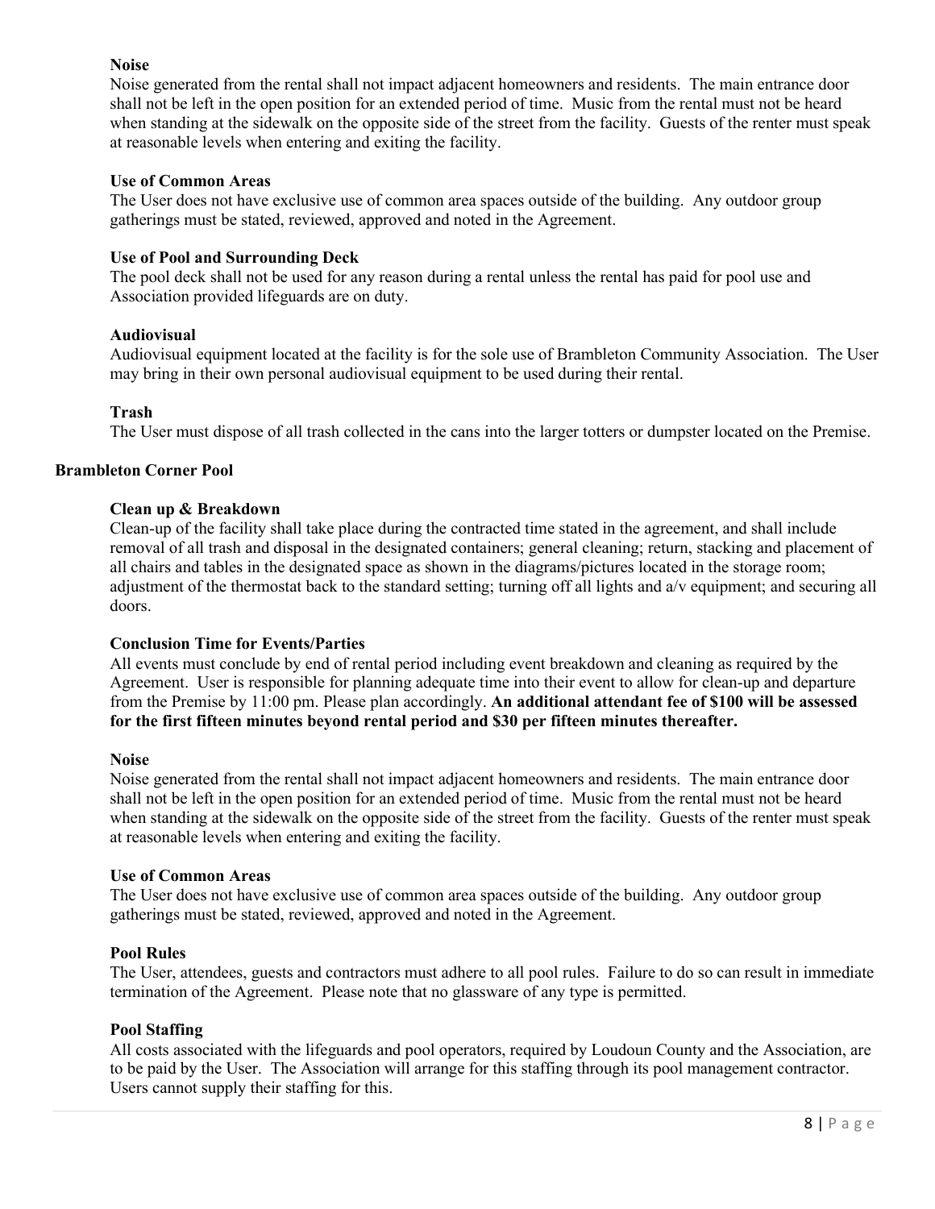**Noise**

Noise generated from the rental shall not impact adjacent homeowners and residents. The main entrance door shall not be left in the open position for an extended period of time. Music from the rental must not be heard when standing at the sidewalk on the opposite side of the street from the facility. Guests of the renter must speak at reasonable levels when entering and exiting the facility.

**Use of Common Areas**

The User does not have exclusive use of common area spaces outside of the building. Any outdoor group gatherings must be stated, reviewed, approved and noted in the Agreement.

**Use of Pool and Surrounding Deck**

The pool deck shall not be used for any reason during a rental unless the rental has paid for pool use and Association provided lifeguards are on duty.

**Audiovisual**

Audiovisual equipment located at the facility is for the sole use of Brambleton Community Association. The User may bring in their own personal audiovisual equipment to be used during their rental.

**Trash**

The User must dispose of all trash collected in the cans into the larger totters or dumpster located on the Premise.

## Brambleton Corner Pool

**Clean up & Breakdown**

Clean-up of the facility shall take place during the contracted time stated in the agreement, and shall include removal of all trash and disposal in the designated containers; general cleaning; return, stacking and placement of all chairs and tables in the designated space as shown in the diagrams/pictures located in the storage room; adjustment of the thermostat back to the standard setting; turning off all lights and a/v equipment; and securing all doors.

**Conclusion Time for Events/Parties**

All events must conclude by end of rental period including event breakdown and cleaning as required by the Agreement. User is responsible for planning adequate time into their event to allow for clean-up and departure from the Premise by 11:00 pm. Please plan accordingly. **An additional attendant fee of $100 will be assessed for the first fifteen minutes beyond rental period and $30 per fifteen minutes thereafter.**

**Noise**

Noise generated from the rental shall not impact adjacent homeowners and residents. The main entrance door shall not be left in the open position for an extended period of time. Music from the rental must not be heard when standing at the sidewalk on the opposite side of the street from the facility. Guests of the renter must speak at reasonable levels when entering and exiting the facility.

**Use of Common Areas**

The User does not have exclusive use of common area spaces outside of the building. Any outdoor group gatherings must be stated, reviewed, approved and noted in the Agreement.

**Pool Rules**

The User, attendees, guests and contractors must adhere to all pool rules. Failure to do so can result in immediate termination of the Agreement. Please note that no glassware of any type is permitted.

**Pool Staffing**

All costs associated with the lifeguards and pool operators, required by Loudoun County and the Association, are to be paid by the User. The Association will arrange for this staffing through its pool management contractor. Users cannot supply their staffing for this.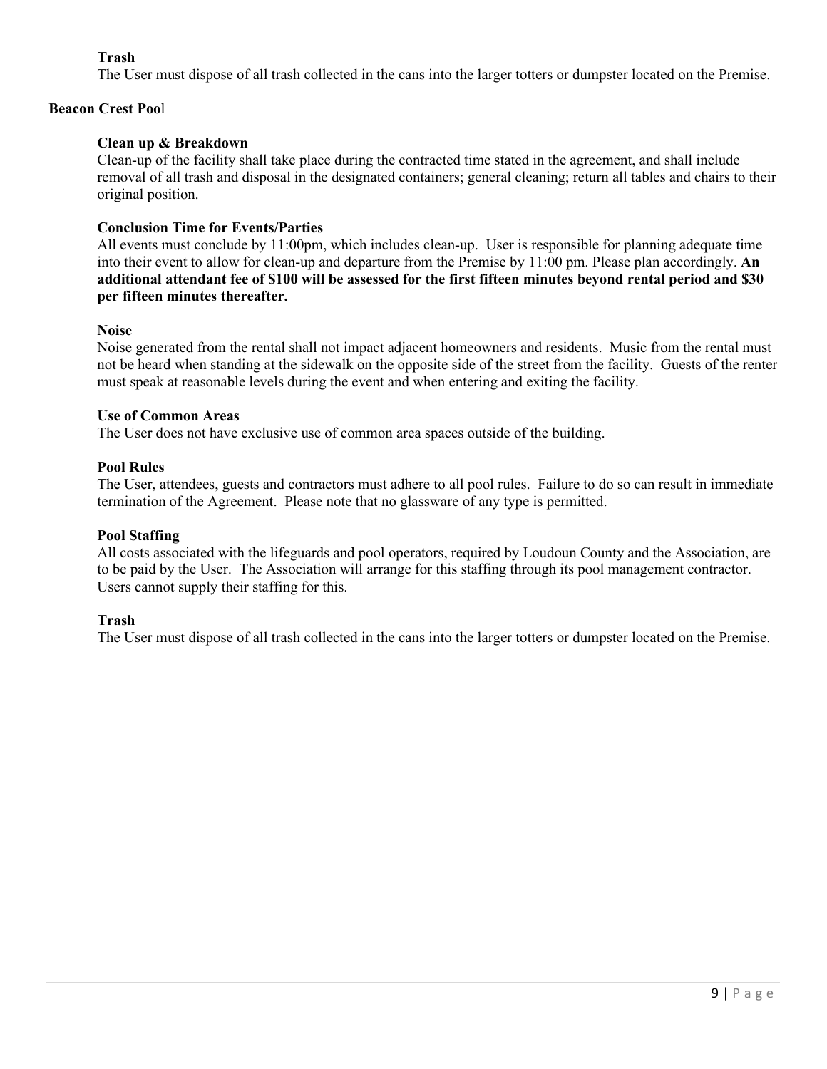### Trash

The User must dispose of all trash collected in the cans into the larger totters or dumpster located on the Premise.

## Beacon Crest Pool

### Clean up & Breakdown

Clean-up of the facility shall take place during the contracted time stated in the agreement, and shall include removal of all trash and disposal in the designated containers; general cleaning; return all tables and chairs to their original position.

### Conclusion Time for Events/Parties

All events must conclude by 11:00pm, which includes clean-up. User is responsible for planning adequate time into their event to allow for clean-up and departure from the Premise by 11:00 pm. Please plan accordingly. **An additional attendant fee of $100 will be assessed for the first fifteen minutes beyond rental period and $30 per fifteen minutes thereafter.**

### Noise

Noise generated from the rental shall not impact adjacent homeowners and residents. Music from the rental must not be heard when standing at the sidewalk on the opposite side of the street from the facility. Guests of the renter must speak at reasonable levels during the event and when entering and exiting the facility.

### Use of Common Areas

The User does not have exclusive use of common area spaces outside of the building.

### Pool Rules

The User, attendees, guests and contractors must adhere to all pool rules. Failure to do so can result in immediate termination of the Agreement. Please note that no glassware of any type is permitted.

### Pool Staffing

All costs associated with the lifeguards and pool operators, required by Loudoun County and the Association, are to be paid by the User. The Association will arrange for this staffing through its pool management contractor. Users cannot supply their staffing for this.

### Trash

The User must dispose of all trash collected in the cans into the larger totters or dumpster located on the Premise.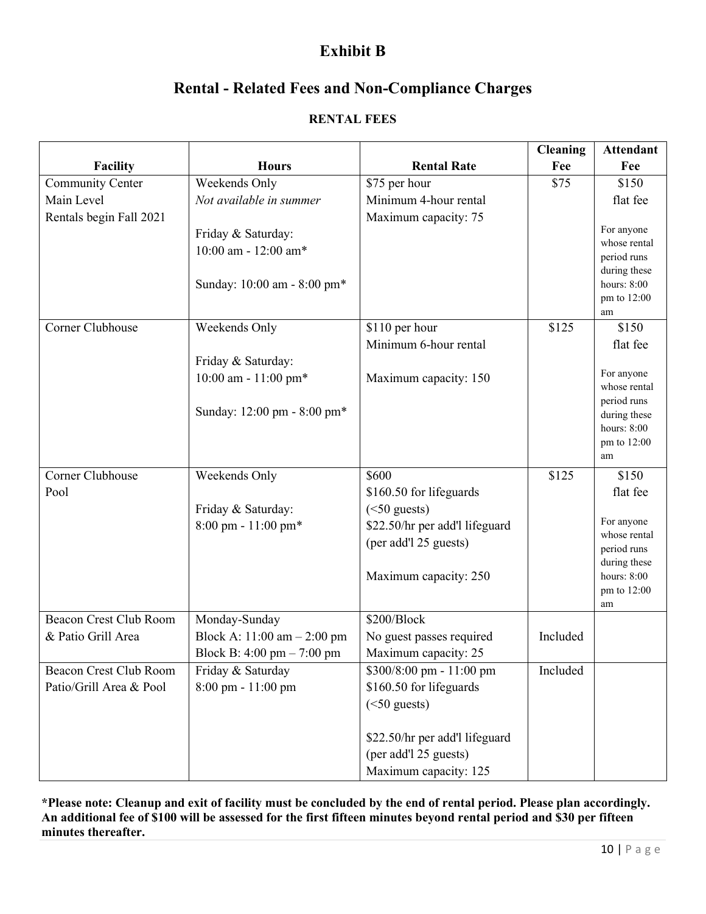# Exhibit B

## Rental - Related Fees and Non-Compliance Charges

### RENTAL FEES

| Facility | Hours | Rental Rate | Cleaning Fee | Attendant Fee |
|---|---|---|---|---|
| Community Center Main Level Rentals begin Fall 2021 | Weekends Only *Not available in summer* Friday & Saturday: 10:00 am - 12:00 am* Sunday: 10:00 am - 8:00 pm* | $75 per hour Minimum 4-hour rental Maximum capacity: 75 | $75 | $150 flat fee For anyone whose rental period runs during these hours: 8:00 pm to 12:00 am |
| Corner Clubhouse | Weekends Only Friday & Saturday: 10:00 am - 11:00 pm* Sunday: 12:00 pm - 8:00 pm* | $110 per hour Minimum 6-hour rental Maximum capacity: 150 | $125 | $150 flat fee For anyone whose rental period runs during these hours: 8:00 pm to 12:00 am |
| Corner Clubhouse Pool | Weekends Only Friday & Saturday: 8:00 pm - 11:00 pm* | $600 $160.50 for lifeguards (<50 guests) $22.50/hr per add'l lifeguard (per add'l 25 guests) Maximum capacity: 250 | $125 | $150 flat fee For anyone whose rental period runs during these hours: 8:00 pm to 12:00 am |
| Beacon Crest Club Room & Patio Grill Area | Monday-Sunday Block A: 11:00 am – 2:00 pm Block B: 4:00 pm – 7:00 pm | $200/Block No guest passes required Maximum capacity: 25 | Included | |
| Beacon Crest Club Room Patio/Grill Area & Pool | Friday & Saturday 8:00 pm - 11:00 pm | $300/8:00 pm - 11:00 pm $160.50 for lifeguards (<50 guests) $22.50/hr per add'l lifeguard (per add'l 25 guests) Maximum capacity: 125 | Included | |

**\*Please note: Cleanup and exit of facility must be concluded by the end of rental period. Please plan accordingly. An additional fee of $100 will be assessed for the first fifteen minutes beyond rental period and $30 per fifteen minutes thereafter.**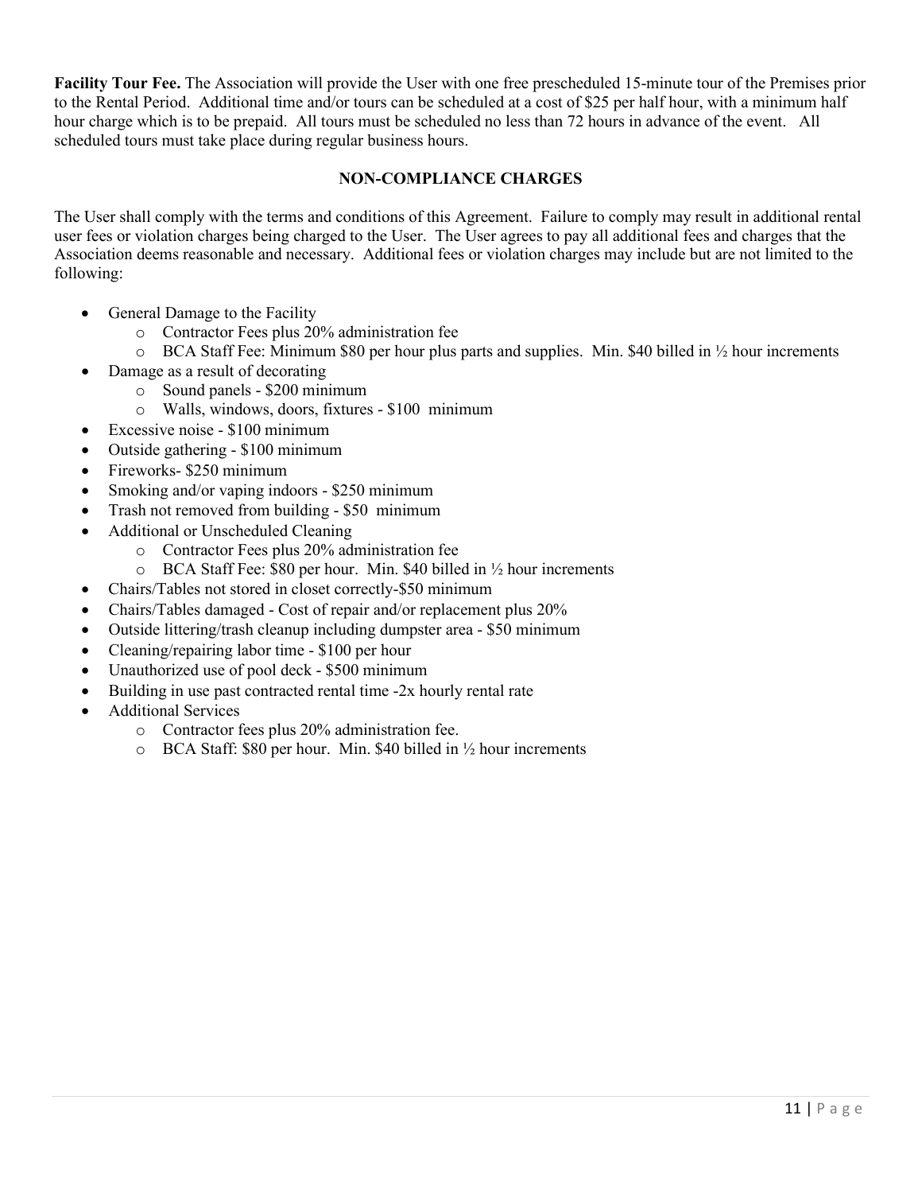**Facility Tour Fee.** The Association will provide the User with one free prescheduled 15-minute tour of the Premises prior to the Rental Period. Additional time and/or tours can be scheduled at a cost of $25 per half hour, with a minimum half hour charge which is to be prepaid. All tours must be scheduled no less than 72 hours in advance of the event. All scheduled tours must take place during regular business hours.

## NON-COMPLIANCE CHARGES

The User shall comply with the terms and conditions of this Agreement. Failure to comply may result in additional rental user fees or violation charges being charged to the User. The User agrees to pay all additional fees and charges that the Association deems reasonable and necessary. Additional fees or violation charges may include but are not limited to the following:

- General Damage to the Facility
  - Contractor Fees plus 20% administration fee
  - BCA Staff Fee: Minimum $80 per hour plus parts and supplies. Min. $40 billed in ½ hour increments
- Damage as a result of decorating
  - Sound panels - $200 minimum
  - Walls, windows, doors, fixtures - $100 minimum
- Excessive noise - $100 minimum
- Outside gathering - $100 minimum
- Fireworks- $250 minimum
- Smoking and/or vaping indoors - $250 minimum
- Trash not removed from building - $50 minimum
- Additional or Unscheduled Cleaning
  - Contractor Fees plus 20% administration fee
  - BCA Staff Fee: $80 per hour. Min. $40 billed in ½ hour increments
- Chairs/Tables not stored in closet correctly-$50 minimum
- Chairs/Tables damaged - Cost of repair and/or replacement plus 20%
- Outside littering/trash cleanup including dumpster area - $50 minimum
- Cleaning/repairing labor time - $100 per hour
- Unauthorized use of pool deck - $500 minimum
- Building in use past contracted rental time -2x hourly rental rate
- Additional Services
  - Contractor fees plus 20% administration fee.
  - BCA Staff: $80 per hour. Min. $40 billed in ½ hour increments